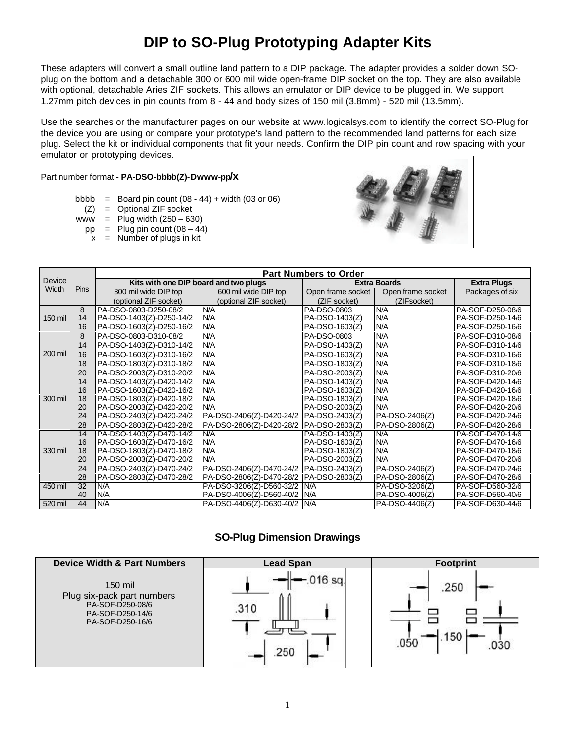# DIP to SO-Plug Prototyping Adapter Kits

These adapters will convert a small outline land pattern to a DIP package. The adapter provides a solder down SO-plug on the bottom and a detachable 300 or 600 mil wide open-frame DIP socket on the top. They are also available with optional, detachable Aries ZIF sockets. This allows an emulator or DIP device to be plugged in. We support 1.27mm pitch devices in pin counts from 8 - 44 and body sizes of 150 mil (3.8mm) - 520 mil (13.5mm).

Use the searches or the manufacturer pages on our website at www.logicalsys.com to identify the correct SO-Plug for the device you are using or compare your prototype's land pattern to the recommended land patterns for each size plug. Select the kit or individual components that fit your needs. Confirm the DIP pin count and row spacing with your emulator or prototyping devices.

Part number format - **PA-DSO-bbbb(Z)-Dwww-pp/x**

- bbbb = Board pin count (08 - 44) + width (03 or 06)
- (Z) = Optional ZIF socket
- www = Plug width (250 – 630)
- pp = Plug pin count (08 – 44)
- x = Number of plugs in kit

| Device Width | Pins | Part Numbers to Order | | | | |
|---|---|---|---|---|---|---|
| | | Kits with one DIP board and two plugs | | Extra Boards | | Extra Plugs |
| | | 300 mil wide DIP top (optional ZIF socket) | 600 mil wide DIP top (optional ZIF socket) | Open frame socket (ZIF socket) | Open frame socket (ZIFsocket) | Packages of six |
| 150 mil | 8 | PA-DSO-0803-D250-08/2 | N/A | PA-DSO-0803 | N/A | PA-SOF-D250-08/6 |
| | 14 | PA-DSO-1403(Z)-D250-14/2 | N/A | PA-DSO-1403(Z) | N/A | PA-SOF-D250-14/6 |
| | 16 | PA-DSO-1603(Z)-D250-16/2 | N/A | PA-DSO-1603(Z) | N/A | PA-SOF-D250-16/6 |
| 200 mil | 8 | PA-DSO-0803-D310-08/2 | N/A | PA-DSO-0803 | N/A | PA-SOF-D310-08/6 |
| | 14 | PA-DSO-1403(Z)-D310-14/2 | N/A | PA-DSO-1403(Z) | N/A | PA-SOF-D310-14/6 |
| | 16 | PA-DSO-1603(Z)-D310-16/2 | N/A | PA-DSO-1603(Z) | N/A | PA-SOF-D310-16/6 |
| | 18 | PA-DSO-1803(Z)-D310-18/2 | N/A | PA-DSO-1803(Z) | N/A | PA-SOF-D310-18/6 |
| | 20 | PA-DSO-2003(Z)-D310-20/2 | N/A | PA-DSO-2003(Z) | N/A | PA-SOF-D310-20/6 |
| 300 mil | 14 | PA-DSO-1403(Z)-D420-14/2 | N/A | PA-DSO-1403(Z) | N/A | PA-SOF-D420-14/6 |
| | 16 | PA-DSO-1603(Z)-D420-16/2 | N/A | PA-DSO-1603(Z) | N/A | PA-SOF-D420-16/6 |
| | 18 | PA-DSO-1803(Z)-D420-18/2 | N/A | PA-DSO-1803(Z) | N/A | PA-SOF-D420-18/6 |
| | 20 | PA-DSO-2003(Z)-D420-20/2 | N/A | PA-DSO-2003(Z) | N/A | PA-SOF-D420-20/6 |
| | 24 | PA-DSO-2403(Z)-D420-24/2 | PA-DSO-2406(Z)-D420-24/2 | PA-DSO-2403(Z) | PA-DSO-2406(Z) | PA-SOF-D420-24/6 |
| | 28 | PA-DSO-2803(Z)-D420-28/2 | PA-DSO-2806(Z)-D420-28/2 | PA-DSO-2803(Z) | PA-DSO-2806(Z) | PA-SOF-D420-28/6 |
| 330 mil | 14 | PA-DSO-1403(Z)-D470-14/2 | N/A | PA-DSO-1403(Z) | N/A | PA-SOF-D470-14/6 |
| | 16 | PA-DSO-1603(Z)-D470-16/2 | N/A | PA-DSO-1603(Z) | N/A | PA-SOF-D470-16/6 |
| | 18 | PA-DSO-1803(Z)-D470-18/2 | N/A | PA-DSO-1803(Z) | N/A | PA-SOF-D470-18/6 |
| | 20 | PA-DSO-2003(Z)-D470-20/2 | N/A | PA-DSO-2003(Z) | N/A | PA-SOF-D470-20/6 |
| | 24 | PA-DSO-2403(Z)-D470-24/2 | PA-DSO-2406(Z)-D470-24/2 | PA-DSO-2403(Z) | PA-DSO-2406(Z) | PA-SOF-D470-24/6 |
| | 28 | PA-DSO-2803(Z)-D470-28/2 | PA-DSO-2806(Z)-D470-28/2 | PA-DSO-2803(Z) | PA-DSO-2806(Z) | PA-SOF-D470-28/6 |
| 450 mil | 32 | N/A | PA-DSO-3206(Z)-D560-32/2 | N/A | PA-DSO-3206(Z) | PA-SOF-D560-32/6 |
| | 40 | N/A | PA-DSO-4006(Z)-D560-40/2 | N/A | PA-DSO-4006(Z) | PA-SOF-D560-40/6 |
| 520 mil | 44 | N/A | PA-DSO-4406(Z)-D630-40/2 | N/A | PA-DSO-4406(Z) | PA-SOF-D630-44/6 |

## SO-Plug Dimension Drawings

| Device Width & Part Numbers | Lead Span | Footprint |
|---|---|---|
| 150 mil<br>Plug six-pack part numbers<br>PA-SOF-D250-08/6<br>PA-SOF-D250-14/6<br>PA-SOF-D250-16/6 | .016 sq.<br>.310<br>.250 | .250<br>.050 .150 .030 |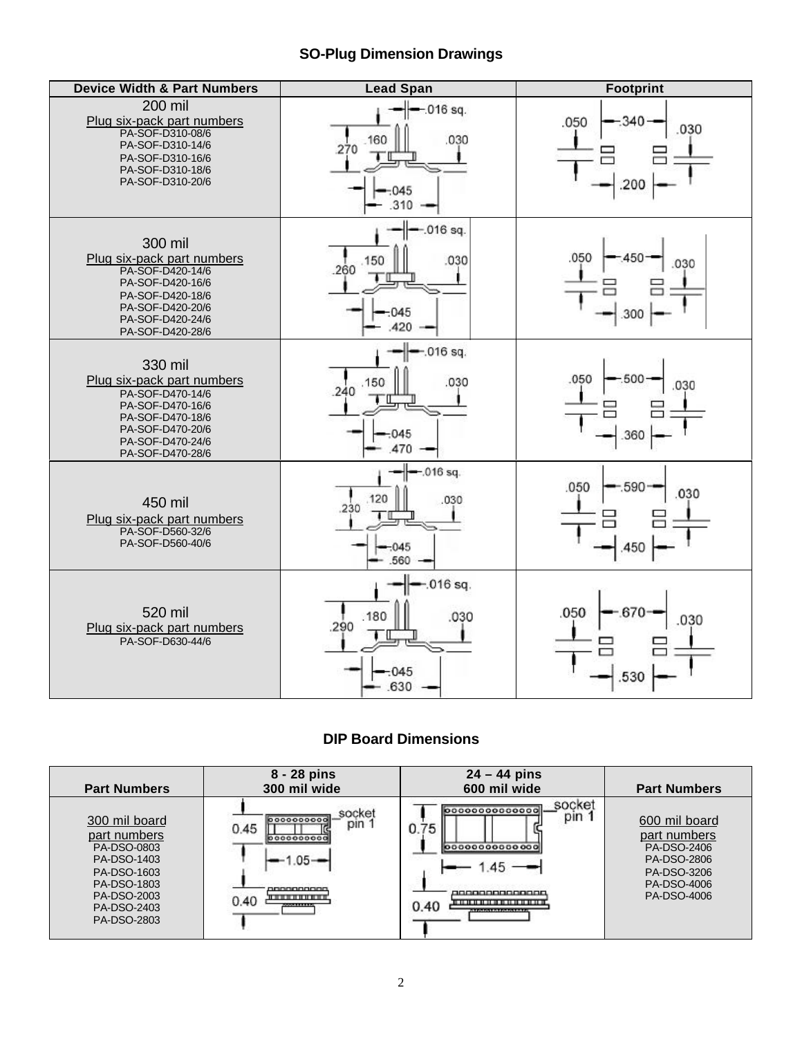## SO-Plug Dimension Drawings

| Device Width & Part Numbers | Lead Span | Footprint |
|---|---|---|
| 200 mil<br>Plug six-pack part numbers<br>PA-SOF-D310-08/6<br>PA-SOF-D310-14/6<br>PA-SOF-D310-16/6<br>PA-SOF-D310-18/6<br>PA-SOF-D310-20/6 | .016 sq.<br>.270<br>.160<br>.030<br>.045<br>.310 | .050<br>.340<br>.030<br>.200 |
| 300 mil<br>Plug six-pack part numbers<br>PA-SOF-D420-14/6<br>PA-SOF-D420-16/6<br>PA-SOF-D420-18/6<br>PA-SOF-D420-20/6<br>PA-SOF-D420-24/6<br>PA-SOF-D420-28/6 | .016 sq.<br>.260<br>.150<br>.030<br>.045<br>.420 | .050<br>.450<br>.030<br>.300 |
| 330 mil<br>Plug six-pack part numbers<br>PA-SOF-D470-14/6<br>PA-SOF-D470-16/6<br>PA-SOF-D470-18/6<br>PA-SOF-D470-20/6<br>PA-SOF-D470-24/6<br>PA-SOF-D470-28/6 | .016 sq.<br>.240<br>.150<br>.030<br>.045<br>.470 | .050<br>.500<br>.030<br>.360 |
| 450 mil<br>Plug six-pack part numbers<br>PA-SOF-D560-32/6<br>PA-SOF-D560-40/6 | .016 sq.<br>.230<br>.120<br>.030<br>.045<br>.560 | .050<br>.590<br>.030<br>.450 |
| 520 mil<br>Plug six-pack part numbers<br>PA-SOF-D630-44/6 | .016 sq.<br>.290<br>.180<br>.030<br>.045<br>.630 | .050<br>.670<br>.030<br>.530 |

## DIP Board Dimensions

| Part Numbers | 8 - 28 pins<br>300 mil wide | 24 – 44 pins<br>600 mil wide | Part Numbers |
|---|---|---|---|
| 300 mil board<br>part numbers<br>PA-DSO-0803<br>PA-DSO-1403<br>PA-DSO-1603<br>PA-DSO-1803<br>PA-DSO-2003<br>PA-DSO-2403<br>PA-DSO-2803 | 0.45<br>socket pin 1<br>1.05<br>0.40 | 0.75<br>socket pin 1<br>1.45<br>0.40 | 600 mil board<br>part numbers<br>PA-DSO-2406<br>PA-DSO-2806<br>PA-DSO-3206<br>PA-DSO-4006<br>PA-DSO-4006 |